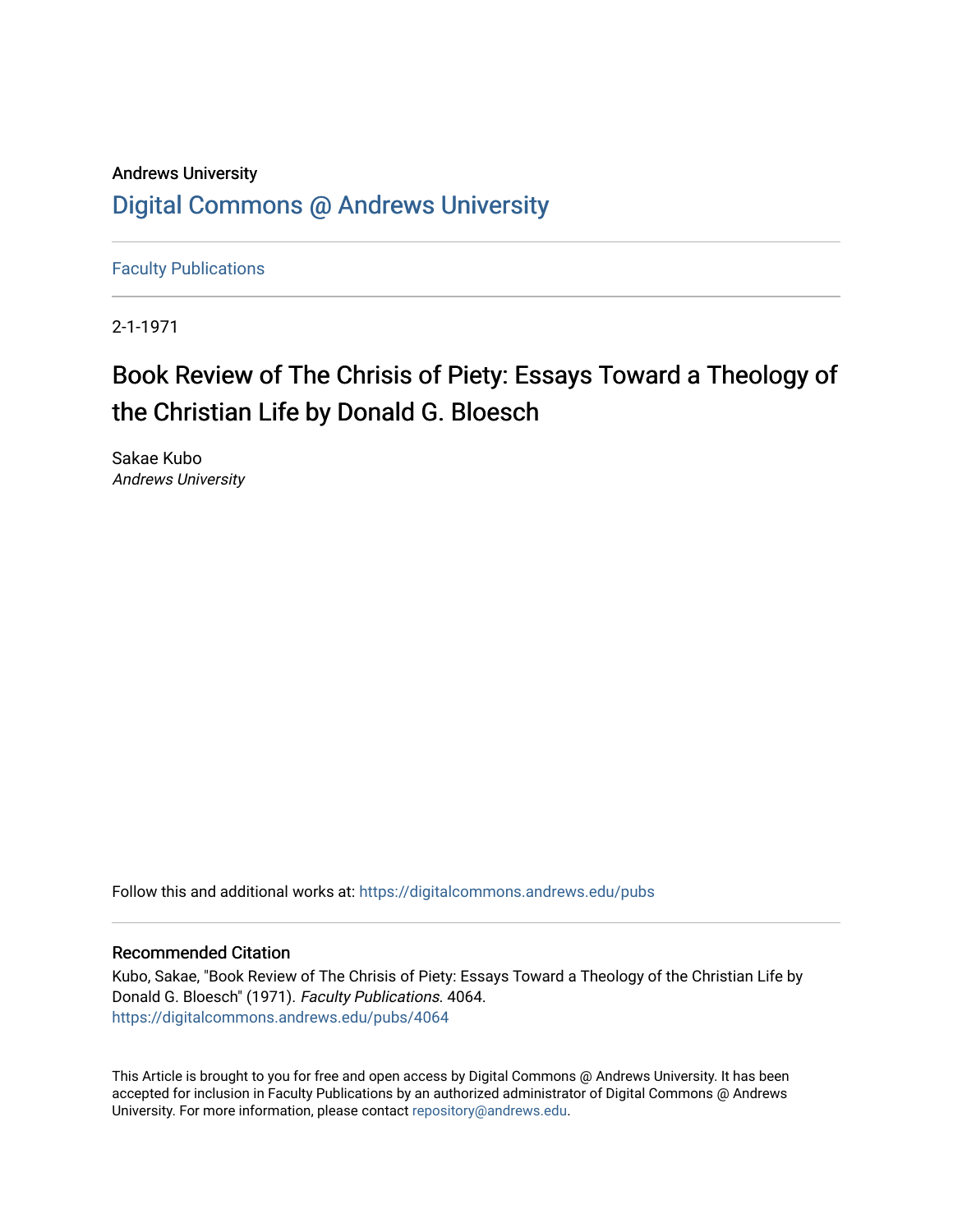Andrews University

# Digital Commons @ Andrews University

Faculty Publications

2-1-1971

## Book Review of The Chrisis of Piety: Essays Toward a Theology of the Christian Life by Donald G. Bloesch

Sakae Kubo
*Andrews University*

Follow this and additional works at: https://digitalcommons.andrews.edu/pubs

### Recommended Citation

Kubo, Sakae, "Book Review of The Chrisis of Piety: Essays Toward a Theology of the Christian Life by Donald G. Bloesch" (1971). *Faculty Publications*. 4064.
https://digitalcommons.andrews.edu/pubs/4064

This Article is brought to you for free and open access by Digital Commons @ Andrews University. It has been accepted for inclusion in Faculty Publications by an authorized administrator of Digital Commons @ Andrews University. For more information, please contact repository@andrews.edu.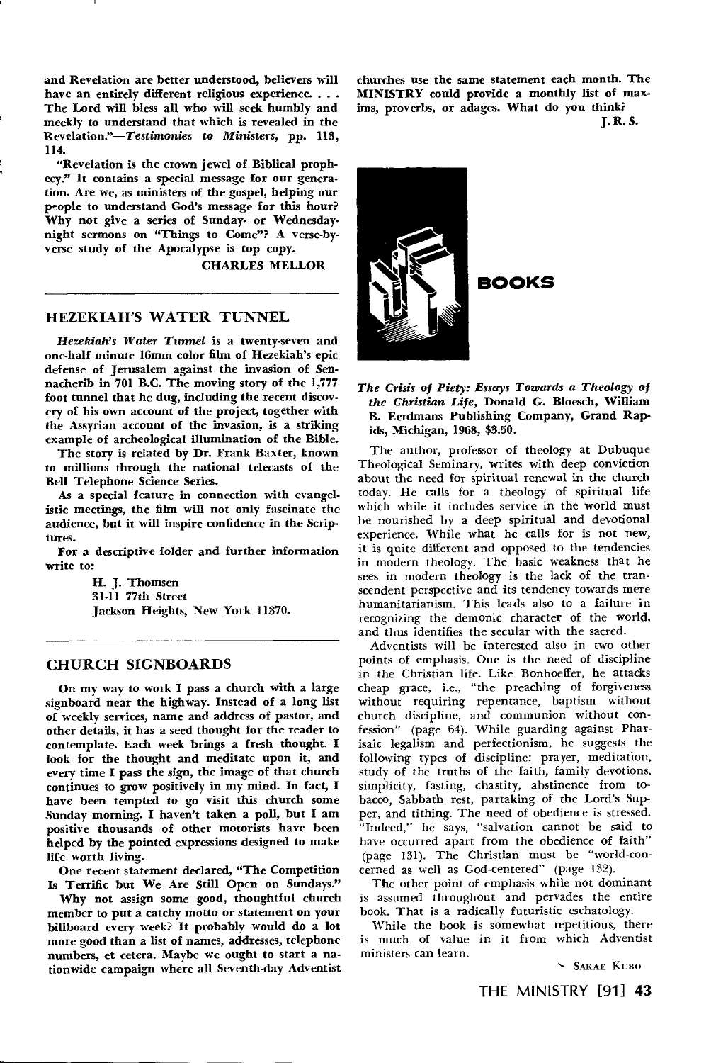and Revelation are better understood, believers will have an entirely different religious experience. . . . The Lord will bless all who will seek humbly and meekly to understand that which is revealed in the Revelation."—*Testimonies to Ministers*, pp. 113, 114.

"Revelation is the crown jewel of Biblical prophecy." It contains a special message for our generation. Are we, as ministers of the gospel, helping our people to understand God's message for this hour? Why not give a series of Sunday- or Wednesday-night sermons on "Things to Come"? A verse-by-verse study of the Apocalypse is top copy.

CHARLES MELLOR

## HEZEKIAH'S WATER TUNNEL

*Hezekiah's Water Tunnel* is a twenty-seven and one-half minute 16mm color film of Hezekiah's epic defense of Jerusalem against the invasion of Sennacherib in 701 B.C. The moving story of the 1,777 foot tunnel that he dug, including the recent discovery of his own account of the project, together with the Assyrian account of the invasion, is a striking example of archeological illumination of the Bible.

The story is related by Dr. Frank Baxter, known to millions through the national telecasts of the Bell Telephone Science Series.

As a special feature in connection with evangelistic meetings, the film will not only fascinate the audience, but it will inspire confidence in the Scriptures.

For a descriptive folder and further information write to:

H. J. Thomsen
31-11 77th Street
Jackson Heights, New York 11370.

## CHURCH SIGNBOARDS

On my way to work I pass a church with a large signboard near the highway. Instead of a long list of weekly services, name and address of pastor, and other details, it has a seed thought for the reader to contemplate. Each week brings a fresh thought. I look for the thought and meditate upon it, and every time I pass the sign, the image of that church continues to grow positively in my mind. In fact, I have been tempted to go visit this church some Sunday morning. I haven't taken a poll, but I am positive thousands of other motorists have been helped by the pointed expressions designed to make life worth living.

One recent statement declared, "The Competition Is Terrific but We Are Still Open on Sundays."

Why not assign some good, thoughtful church member to put a catchy motto or statement on your billboard every week? It probably would do a lot more good than a list of names, addresses, telephone numbers, et cetera. Maybe we ought to start a nationwide campaign where all Seventh-day Adventist churches use the same statement each month. The MINISTRY could provide a monthly list of maxims, proverbs, or adages. What do you think?

J. R. S.

## BOOKS

***The Crisis of Piety: Essays Towards a Theology of the Christian Life*, Donald G. Bloesch, William B. Eerdmans Publishing Company, Grand Rapids, Michigan, 1968, $3.50.**

The author, professor of theology at Dubuque Theological Seminary, writes with deep conviction about the need for spiritual renewal in the church today. He calls for a theology of spiritual life which while it includes service in the world must be nourished by a deep spiritual and devotional experience. While what he calls for is not new, it is quite different and opposed to the tendencies in modern theology. The basic weakness that he sees in modern theology is the lack of the transcendent perspective and its tendency towards mere humanitarianism. This leads also to a failure in recognizing the demonic character of the world, and thus identifies the secular with the sacred.

Adventists will be interested also in two other points of emphasis. One is the need of discipline in the Christian life. Like Bonhoeffer, he attacks cheap grace, i.e., "the preaching of forgiveness without requiring repentance, baptism without church discipline, and communion without confession" (page 64). While guarding against Pharisaic legalism and perfectionism, he suggests the following types of discipline: prayer, meditation, study of the truths of the faith, family devotions, simplicity, fasting, chastity, abstinence from tobacco, Sabbath rest, partaking of the Lord's Supper, and tithing. The need of obedience is stressed. "Indeed," he says, "salvation cannot be said to have occurred apart from the obedience of faith" (page 131). The Christian must be "world-concerned as well as God-centered" (page 132).

The other point of emphasis while not dominant is assumed throughout and pervades the entire book. That is a radically futuristic eschatology.

While the book is somewhat repetitious, there is much of value in it from which Adventist ministers can learn.

SAKAE KUBO